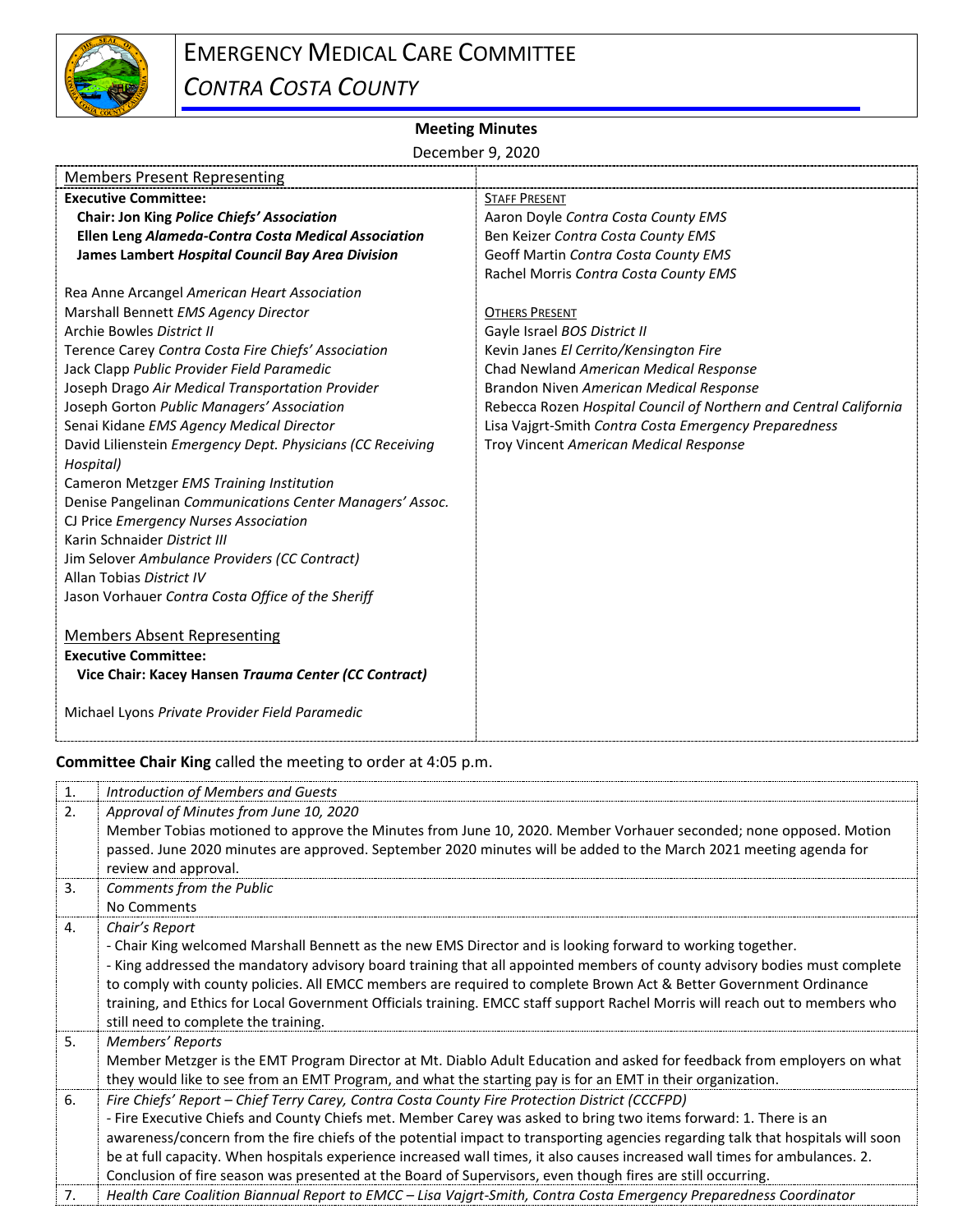# EMERGENCY MEDICAL CARE COMMITTEE

## *CONTRA COSTA COUNTY*

**Meeting Minutes**

December 9, 2020

| Members Present Representing | |
|---|---|
| **Executive Committee:** | STAFF PRESENT |
| **Chair: Jon King** ***Police Chiefs' Association*** | Aaron Doyle *Contra Costa County EMS* |
| **Ellen Leng** ***Alameda-Contra Costa Medical Association*** | Ben Keizer *Contra Costa County EMS* |
| **James Lambert** ***Hospital Council Bay Area Division*** | Geoff Martin *Contra Costa County EMS* |
| | Rachel Morris *Contra Costa County EMS* |
| Rea Anne Arcangel *American Heart Association* | |
| Marshall Bennett *EMS Agency Director* | OTHERS PRESENT |
| Archie Bowles *District II* | Gayle Israel *BOS District II* |
| Terence Carey *Contra Costa Fire Chiefs' Association* | Kevin Janes *El Cerrito/Kensington Fire* |
| Jack Clapp *Public Provider Field Paramedic* | Chad Newland *American Medical Response* |
| Joseph Drago *Air Medical Transportation Provider* | Brandon Niven *American Medical Response* |
| Joseph Gorton *Public Managers' Association* | Rebecca Rozen *Hospital Council of Northern and Central California* |
| Senai Kidane *EMS Agency Medical Director* | Lisa Vajgrt-Smith *Contra Costa Emergency Preparedness* |
| David Lilienstein *Emergency Dept. Physicians (CC Receiving Hospital)* | Troy Vincent *American Medical Response* |
| Cameron Metzger *EMS Training Institution* | |
| Denise Pangelinan *Communications Center Managers' Assoc.* | |
| CJ Price *Emergency Nurses Association* | |
| Karin Schnaider *District III* | |
| Jim Selover *Ambulance Providers (CC Contract)* | |
| Allan Tobias *District IV* | |
| Jason Vorhauer *Contra Costa Office of the Sheriff* | |
| | |
| Members Absent Representing | |
| **Executive Committee:** | |
| **Vice Chair: Kacey Hansen** ***Trauma Center (CC Contract)*** | |
| | |
| Michael Lyons *Private Provider Field Paramedic* | |

**Committee Chair King** called the meeting to order at 4:05 p.m.

| | |
|---|---|
| 1. | *Introduction of Members and Guests* |
| 2. | *Approval of Minutes from June 10, 2020*<br>Member Tobias motioned to approve the Minutes from June 10, 2020. Member Vorhauer seconded; none opposed. Motion passed. June 2020 minutes are approved. September 2020 minutes will be added to the March 2021 meeting agenda for review and approval. |
| 3. | *Comments from the Public*<br>No Comments |
| 4. | *Chair's Report*<br>- Chair King welcomed Marshall Bennett as the new EMS Director and is looking forward to working together.<br>- King addressed the mandatory advisory board training that all appointed members of county advisory bodies must complete to comply with county policies. All EMCC members are required to complete Brown Act & Better Government Ordinance training, and Ethics for Local Government Officials training. EMCC staff support Rachel Morris will reach out to members who still need to complete the training. |
| 5. | *Members' Reports*<br>Member Metzger is the EMT Program Director at Mt. Diablo Adult Education and asked for feedback from employers on what they would like to see from an EMT Program, and what the starting pay is for an EMT in their organization. |
| 6. | *Fire Chiefs' Report – Chief Terry Carey, Contra Costa County Fire Protection District (CCCFPD)*<br>- Fire Executive Chiefs and County Chiefs met. Member Carey was asked to bring two items forward: 1. There is an awareness/concern from the fire chiefs of the potential impact to transporting agencies regarding talk that hospitals will soon be at full capacity. When hospitals experience increased wall times, it also causes increased wall times for ambulances. 2. Conclusion of fire season was presented at the Board of Supervisors, even though fires are still occurring. |
| 7. | *Health Care Coalition Biannual Report to EMCC – Lisa Vajgrt-Smith, Contra Costa Emergency Preparedness Coordinator* |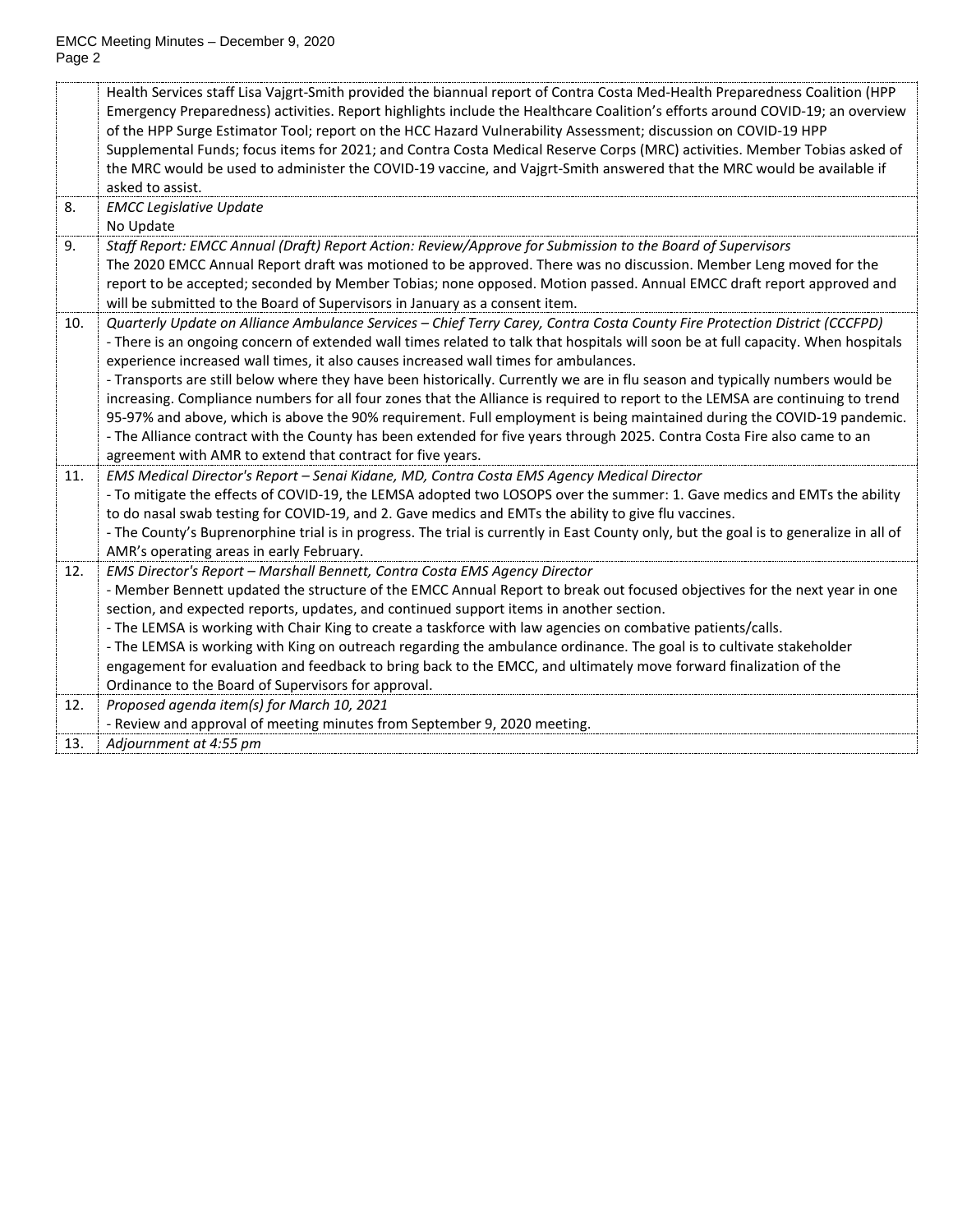| | |
|---|---|
| | Health Services staff Lisa Vajgrt-Smith provided the biannual report of Contra Costa Med-Health Preparedness Coalition (HPP Emergency Preparedness) activities. Report highlights include the Healthcare Coalition's efforts around COVID-19; an overview of the HPP Surge Estimator Tool; report on the HCC Hazard Vulnerability Assessment; discussion on COVID-19 HPP Supplemental Funds; focus items for 2021; and Contra Costa Medical Reserve Corps (MRC) activities. Member Tobias asked of the MRC would be used to administer the COVID-19 vaccine, and Vajgrt-Smith answered that the MRC would be available if asked to assist. |
| 8. | *EMCC Legislative Update*<br>No Update |
| 9. | *Staff Report: EMCC Annual (Draft) Report Action: Review/Approve for Submission to the Board of Supervisors*<br>The 2020 EMCC Annual Report draft was motioned to be approved. There was no discussion. Member Leng moved for the report to be accepted; seconded by Member Tobias; none opposed. Motion passed. Annual EMCC draft report approved and will be submitted to the Board of Supervisors in January as a consent item. |
| 10. | *Quarterly Update on Alliance Ambulance Services – Chief Terry Carey, Contra Costa County Fire Protection District (CCCFPD)*<br>- There is an ongoing concern of extended wall times related to talk that hospitals will soon be at full capacity. When hospitals experience increased wall times, it also causes increased wall times for ambulances.<br>- Transports are still below where they have been historically. Currently we are in flu season and typically numbers would be increasing. Compliance numbers for all four zones that the Alliance is required to report to the LEMSA are continuing to trend 95-97% and above, which is above the 90% requirement. Full employment is being maintained during the COVID-19 pandemic.<br>- The Alliance contract with the County has been extended for five years through 2025. Contra Costa Fire also came to an agreement with AMR to extend that contract for five years. |
| 11. | *EMS Medical Director's Report – Senai Kidane, MD, Contra Costa EMS Agency Medical Director*<br>- To mitigate the effects of COVID-19, the LEMSA adopted two LOSOPS over the summer: 1. Gave medics and EMTs the ability to do nasal swab testing for COVID-19, and 2. Gave medics and EMTs the ability to give flu vaccines.<br>- The County's Buprenorphine trial is in progress. The trial is currently in East County only, but the goal is to generalize in all of AMR's operating areas in early February. |
| 12. | *EMS Director's Report – Marshall Bennett, Contra Costa EMS Agency Director*<br>- Member Bennett updated the structure of the EMCC Annual Report to break out focused objectives for the next year in one section, and expected reports, updates, and continued support items in another section.<br>- The LEMSA is working with Chair King to create a taskforce with law agencies on combative patients/calls.<br>- The LEMSA is working with King on outreach regarding the ambulance ordinance. The goal is to cultivate stakeholder engagement for evaluation and feedback to bring back to the EMCC, and ultimately move forward finalization of the Ordinance to the Board of Supervisors for approval. |
| 12. | *Proposed agenda item(s) for March 10, 2021*<br>- Review and approval of meeting minutes from September 9, 2020 meeting. |
| 13. | *Adjournment at 4:55 pm* |